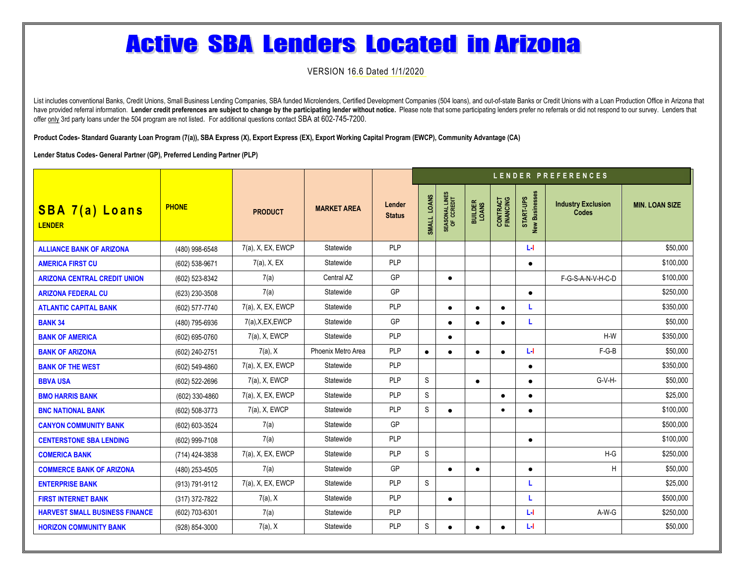# Active SBA Lenders Located in Arizona

VERSION 16.6 Dated 1/1/2020

List includes conventional Banks, Credit Unions, Small Business Lending Companies, SBA funded Microlenders, Certified Development Companies (504 loans), and out-of-state Banks or Credit Unions with a Loan Production Office in Arizona that have provided referral information. **Lender credit preferences are subject to change by the participating lender without notice.** Please note that some participating lenders prefer no referrals or did not respond to our survey. Lenders that offer only 3rd party loans under the 504 program are not listed. For additional questions contact SBA at 602-745-7200.

**Product Codes- Standard Guaranty Loan Program (7(a)), SBA Express (X), Export Express (EX), Export Working Capital Program (EWCP), Community Advantage (CA)**

**Lender Status Codes- General Partner (GP), Preferred Lending Partner (PLP)**

| SBA 7(a) Loans LENDER | PHONE | PRODUCT | MARKET AREA | Lender Status | LENDER PREFERENCES | | | | | | |
|---|---|---|---|---|---|---|---|---|---|---|---|
| | | | | | SMALL LOANS | SEASONAL LINES OF CCREDIT | BUILDER LOANS | CONTRACT FINANCING | START-UPS New Businesses | Industry Exclusion Codes | MIN. LOAN SIZE |
| ALLIANCE BANK OF ARIZONA | (480) 998-6548 | 7(a), X, EX, EWCP | Statewide | PLP | | | | | L-I | | $50,000 |
| AMERICA FIRST CU | (602) 538-9671 | 7(a), X, EX | Statewide | PLP | | | | | ● | | $100,000 |
| ARIZONA CENTRAL CREDIT UNION | (602) 523-8342 | 7(a) | Central AZ | GP | | ● | | | | F-G-S-A-N-V-H-C-D | $100,000 |
| ARIZONA FEDERAL CU | (623) 230-3508 | 7(a) | Statewide | GP | | | | | ● | | $250,000 |
| ATLANTIC CAPITAL BANK | (602) 577-7740 | 7(a), X, EX, EWCP | Statewide | PLP | | ● | ● | ● | L | | $350,000 |
| BANK 34 | (480) 795-6936 | 7(a),X,EX,EWCP | Statewide | GP | | ● | ● | ● | L | | $50,000 |
| BANK OF AMERICA | (602) 695-0760 | 7(a), X, EWCP | Statewide | PLP | | ● | | | | H-W | $350,000 |
| BANK OF ARIZONA | (602) 240-2751 | 7(a), X | Phoenix Metro Area | PLP | ● | ● | ● | ● | L-I | F-G-B | $50,000 |
| BANK OF THE WEST | (602) 549-4860 | 7(a), X, EX, EWCP | Statewide | PLP | | | | | ● | | $350,000 |
| BBVA USA | (602) 522-2696 | 7(a), X, EWCP | Statewide | PLP | S | | ● | | ● | G-V-H- | $50,000 |
| BMO HARRIS BANK | (602) 330-4860 | 7(a), X, EX, EWCP | Statewide | PLP | S | | | ● | ● | | $25,000 |
| BNC NATIONAL BANK | (602) 508-3773 | 7(a), X, EWCP | Statewide | PLP | S | ● | | ● | ● | | $100,000 |
| CANYON COMMUNITY BANK | (602) 603-3524 | 7(a) | Statewide | GP | | | | | | | $500,000 |
| CENTERSTONE SBA LENDING | (602) 999-7108 | 7(a) | Statewide | PLP | | | | | ● | | $100,000 |
| COMERICA BANK | (714) 424-3838 | 7(a), X, EX, EWCP | Statewide | PLP | S | | | | | H-G | $250,000 |
| COMMERCE BANK OF ARIZONA | (480) 253-4505 | 7(a) | Statewide | GP | | ● | ● | | ● | H | $50,000 |
| ENTERPRISE BANK | (913) 791-9112 | 7(a), X, EX, EWCP | Statewide | PLP | S | | | | L | | $25,000 |
| FIRST INTERNET BANK | (317) 372-7822 | 7(a), X | Statewide | PLP | | ● | | | L | | $500,000 |
| HARVEST SMALL BUSINESS FINANCE | (602) 703-6301 | 7(a) | Statewide | PLP | | | | | L-I | A-W-G | $250,000 |
| HORIZON COMMUNITY BANK | (928) 854-3000 | 7(a), X | Statewide | PLP | S | ● | ● | ● | L-I | | $50,000 |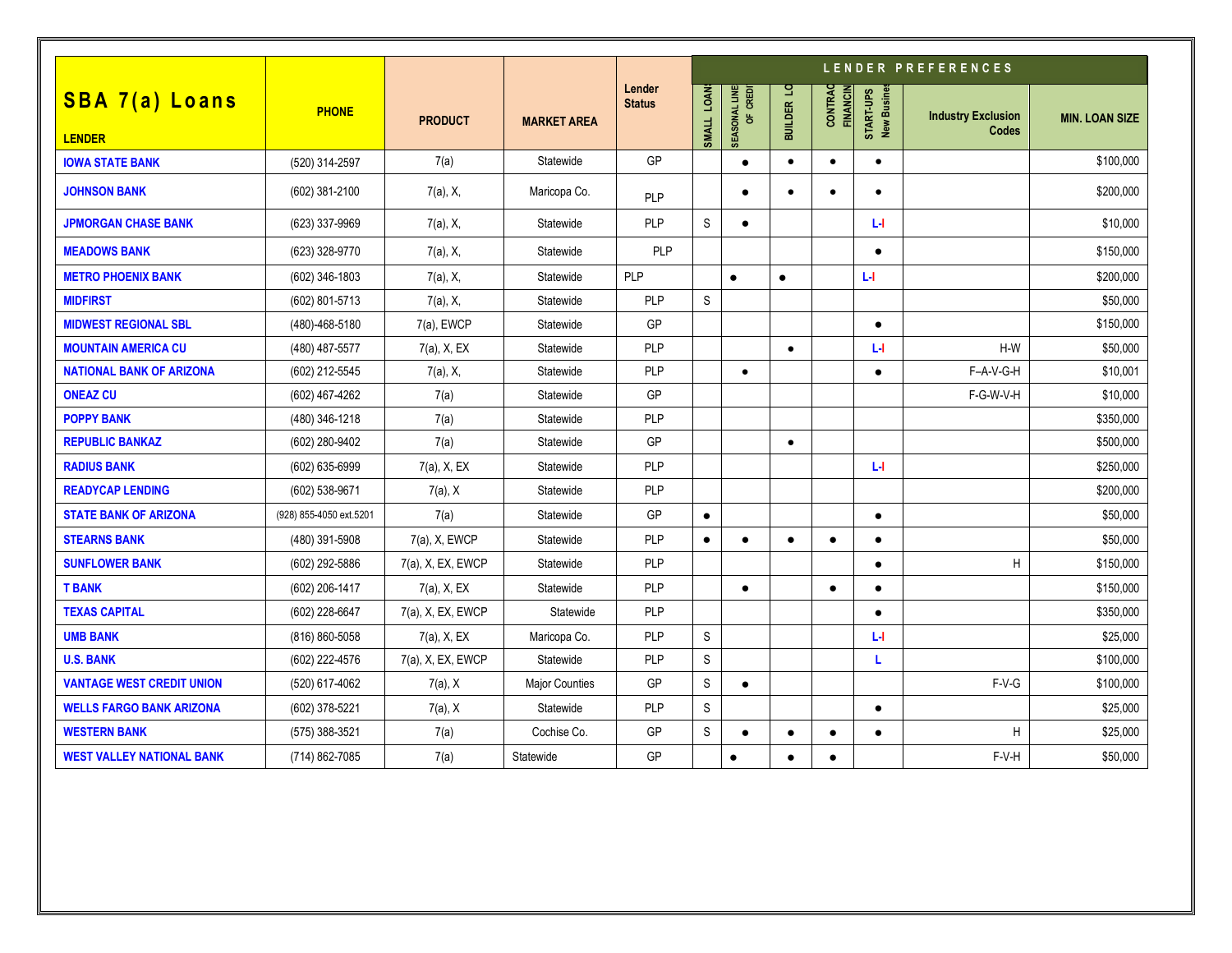| SBA 7(a) Loans<br>LENDER | PHONE | PRODUCT | MARKET AREA | Lender Status | LENDER PREFERENCES | | | | | | |
|---|---|---|---|---|---|---|---|---|---|---|---|
| | | | | | SMALL LOANS | SEASONAL LINE OF CREDIT | BUILDER LO | CONTRACT FINANCING | START-UPS New Business | Industry Exclusion Codes | MIN. LOAN SIZE |
| IOWA STATE BANK | (520) 314-2597 | 7(a) | Statewide | GP | | ● | ● | ● | ● | | $100,000 |
| JOHNSON BANK | (602) 381-2100 | 7(a), X, | Maricopa Co. | PLP | | ● | ● | ● | ● | | $200,000 |
| JPMORGAN CHASE BANK | (623) 337-9969 | 7(a), X, | Statewide | PLP | S | ● | | | L-I | | $10,000 |
| MEADOWS BANK | (623) 328-9770 | 7(a), X, | Statewide | PLP | | | | | ● | | $150,000 |
| METRO PHOENIX BANK | (602) 346-1803 | 7(a), X, | Statewide | PLP | | ● | ● | | L-I | | $200,000 |
| MIDFIRST | (602) 801-5713 | 7(a), X, | Statewide | PLP | S | | | | | | $50,000 |
| MIDWEST REGIONAL SBL | (480)-468-5180 | 7(a), EWCP | Statewide | GP | | | | | ● | | $150,000 |
| MOUNTAIN AMERICA CU | (480) 487-5577 | 7(a), X, EX | Statewide | PLP | | | ● | | L-I | H-W | $50,000 |
| NATIONAL BANK OF ARIZONA | (602) 212-5545 | 7(a), X, | Statewide | PLP | | ● | | | ● | F–A-V-G-H | $10,001 |
| ONEAZ CU | (602) 467-4262 | 7(a) | Statewide | GP | | | | | | F-G-W-V-H | $10,000 |
| POPPY BANK | (480) 346-1218 | 7(a) | Statewide | PLP | | | | | | | $350,000 |
| REPUBLIC BANKAZ | (602) 280-9402 | 7(a) | Statewide | GP | | | ● | | | | $500,000 |
| RADIUS BANK | (602) 635-6999 | 7(a), X, EX | Statewide | PLP | | | | | L-I | | $250,000 |
| READYCAP LENDING | (602) 538-9671 | 7(a), X | Statewide | PLP | | | | | | | $200,000 |
| STATE BANK OF ARIZONA | (928) 855-4050 ext.5201 | 7(a) | Statewide | GP | ● | | | | ● | | $50,000 |
| STEARNS BANK | (480) 391-5908 | 7(a), X, EWCP | Statewide | PLP | ● | ● | ● | ● | ● | | $50,000 |
| SUNFLOWER BANK | (602) 292-5886 | 7(a), X, EX, EWCP | Statewide | PLP | | | | | ● | H | $150,000 |
| T BANK | (602) 206-1417 | 7(a), X, EX | Statewide | PLP | | ● | | ● | ● | | $150,000 |
| TEXAS CAPITAL | (602) 228-6647 | 7(a), X, EX, EWCP | Statewide | PLP | | | | | ● | | $350,000 |
| UMB BANK | (816) 860-5058 | 7(a), X, EX | Maricopa Co. | PLP | S | | | | L-I | | $25,000 |
| U.S. BANK | (602) 222-4576 | 7(a), X, EX, EWCP | Statewide | PLP | S | | | | L | | $100,000 |
| VANTAGE WEST CREDIT UNION | (520) 617-4062 | 7(a), X | Major Counties | GP | S | ● | | | | F-V-G | $100,000 |
| WELLS FARGO BANK ARIZONA | (602) 378-5221 | 7(a), X | Statewide | PLP | S | | | | ● | | $25,000 |
| WESTERN BANK | (575) 388-3521 | 7(a) | Cochise Co. | GP | S | ● | ● | ● | ● | H | $25,000 |
| WEST VALLEY NATIONAL BANK | (714) 862-7085 | 7(a) | Statewide | GP | | ● | ● | ● | | F-V-H | $50,000 |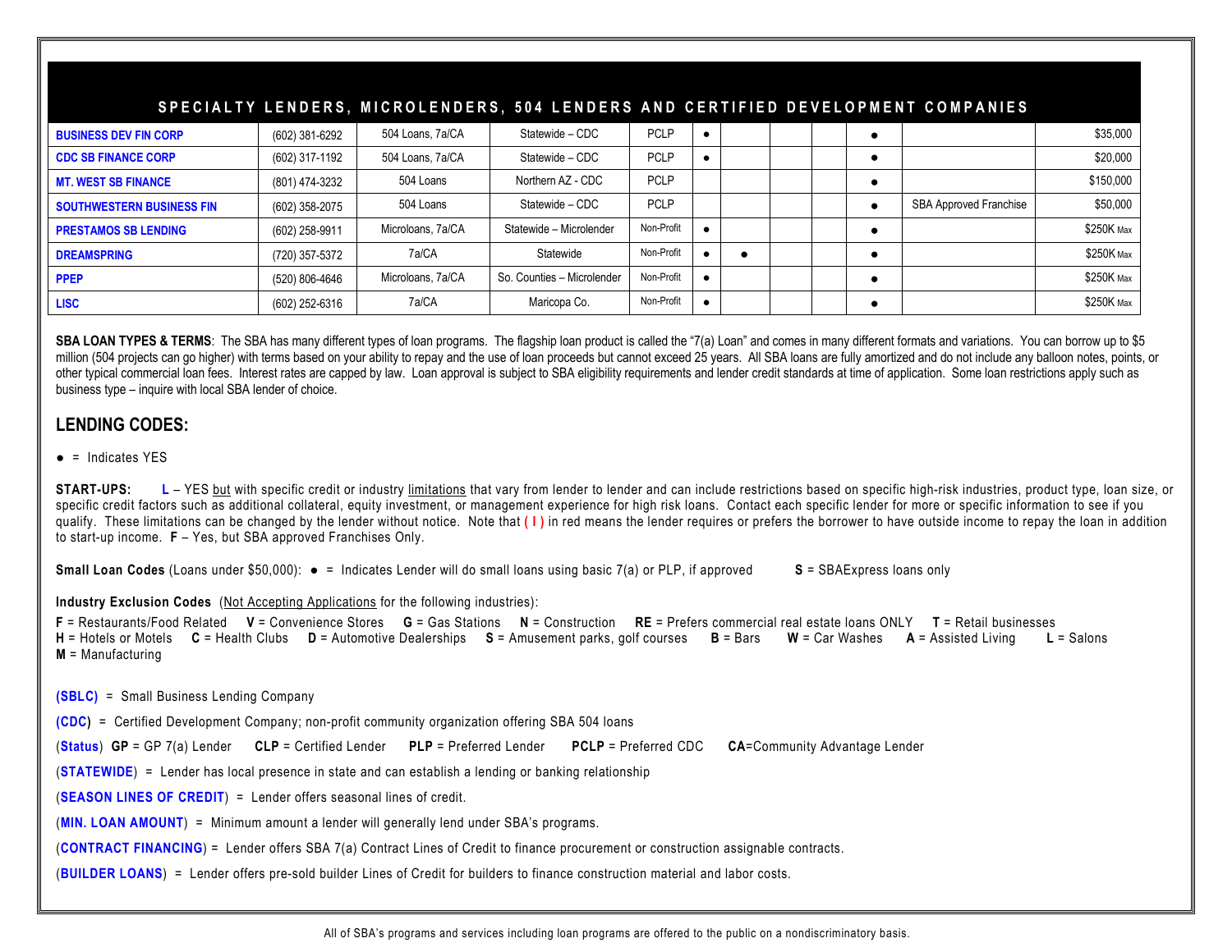| SPECIALTY LENDERS, MICROLENDERS, 504 LENDERS AND CERTIFIED DEVELOPMENT COMPANIES | | | | | | | | | | | |
|---|---|---|---|---|---|---|---|---|---|---|---|
| BUSINESS DEV FIN CORP | (602) 381-6292 | 504 Loans, 7a/CA | Statewide – CDC | PCLP | ● | | | | ● | | $35,000 |
| CDC SB FINANCE CORP | (602) 317-1192 | 504 Loans, 7a/CA | Statewide – CDC | PCLP | ● | | | | ● | | $20,000 |
| MT. WEST SB FINANCE | (801) 474-3232 | 504 Loans | Northern AZ - CDC | PCLP | | | | | ● | | $150,000 |
| SOUTHWESTERN BUSINESS FIN | (602) 358-2075 | 504 Loans | Statewide – CDC | PCLP | | | | | ● | SBA Approved Franchise | $50,000 |
| PRESTAMOS SB LENDING | (602) 258-9911 | Microloans, 7a/CA | Statewide – Microlender | Non-Profit | ● | | | | ● | | $250K Max |
| DREAMSPRING | (720) 357-5372 | 7a/CA | Statewide | Non-Profit | ● | ● | | | ● | | $250K Max |
| PPEP | (520) 806-4646 | Microloans, 7a/CA | So. Counties – Microlender | Non-Profit | ● | | | | ● | | $250K Max |
| LISC | (602) 252-6316 | 7a/CA | Maricopa Co. | Non-Profit | ● | | | | ● | | $250K Max |

**SBA LOAN TYPES & TERMS**: The SBA has many different types of loan programs. The flagship loan product is called the "7(a) Loan" and comes in many different formats and variations. You can borrow up to $5 million (504 projects can go higher) with terms based on your ability to repay and the use of loan proceeds but cannot exceed 25 years. All SBA loans are fully amortized and do not include any balloon notes, points, or other typical commercial loan fees. Interest rates are capped by law. Loan approval is subject to SBA eligibility requirements and lender credit standards at time of application. Some loan restrictions apply such as business type – inquire with local SBA lender of choice.

## LENDING CODES:

● = Indicates YES

**START-UPS:** **L** – YES but with specific credit or industry limitations that vary from lender to lender and can include restrictions based on specific high-risk industries, product type, loan size, or specific credit factors such as additional collateral, equity investment, or management experience for high risk loans. Contact each specific lender for more or specific information to see if you qualify. These limitations can be changed by the lender without notice. Note that **( I )** in red means the lender requires or prefers the borrower to have outside income to repay the loan in addition to start-up income. **F** – Yes, but SBA approved Franchises Only.

**Small Loan Codes** (Loans under $50,000): ● = Indicates Lender will do small loans using basic 7(a) or PLP, if approved **S** = SBAExpress loans only

**Industry Exclusion Codes** (Not Accepting Applications for the following industries):

**F** = Restaurants/Food Related **V** = Convenience Stores **G** = Gas Stations **N** = Construction **RE** = Prefers commercial real estate loans ONLY **T** = Retail businesses
**H** = Hotels or Motels **C** = Health Clubs **D** = Automotive Dealerships **S** = Amusement parks, golf courses **B** = Bars **W** = Car Washes **A** = Assisted Living **L** = Salons
**M** = Manufacturing

**(SBLC)** = Small Business Lending Company

**(CDC)** = Certified Development Company; non-profit community organization offering SBA 504 loans

(**Status**) **GP** = GP 7(a) Lender **CLP** = Certified Lender **PLP** = Preferred Lender **PCLP** = Preferred CDC **CA**=Community Advantage Lender

(**STATEWIDE**) = Lender has local presence in state and can establish a lending or banking relationship

(**SEASON LINES OF CREDIT**) = Lender offers seasonal lines of credit.

(**MIN. LOAN AMOUNT**) = Minimum amount a lender will generally lend under SBA's programs.

(**CONTRACT FINANCING**) = Lender offers SBA 7(a) Contract Lines of Credit to finance procurement or construction assignable contracts.

(**BUILDER LOANS**) = Lender offers pre-sold builder Lines of Credit for builders to finance construction material and labor costs.

All of SBA's programs and services including loan programs are offered to the public on a nondiscriminatory basis.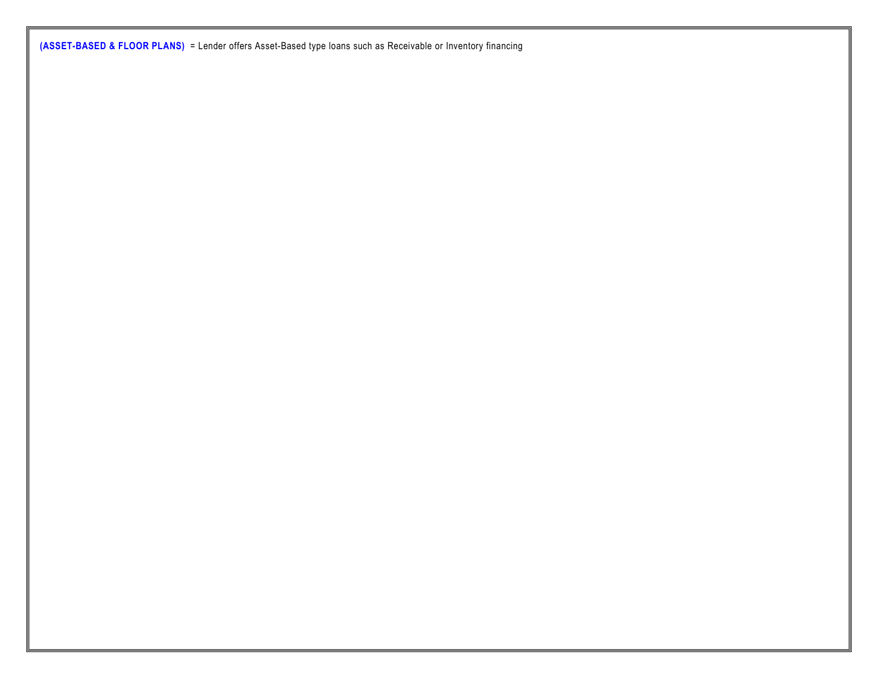**(ASSET-BASED & FLOOR PLANS)** = Lender offers Asset-Based type loans such as Receivable or Inventory financing